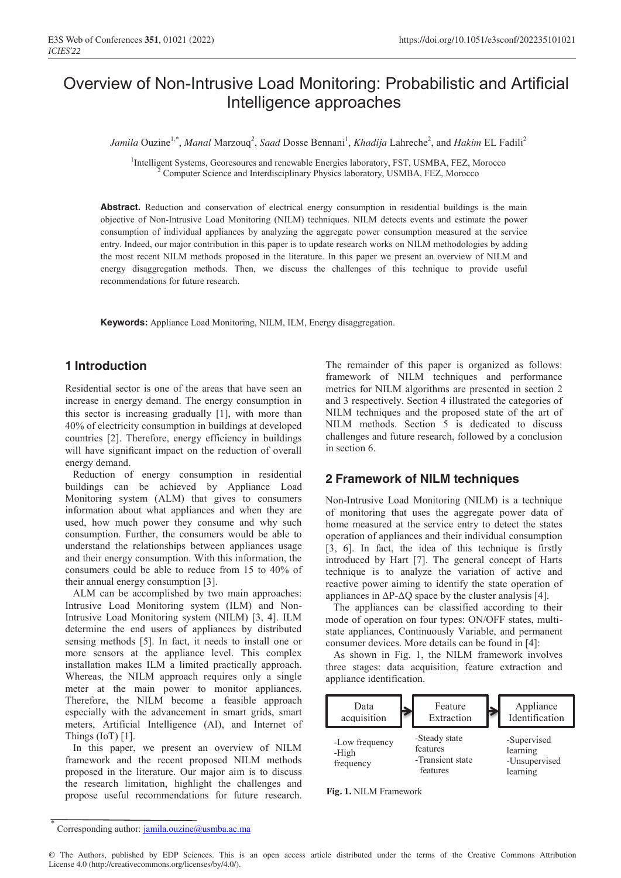# Overview of Non-Intrusive Load Monitoring: Probabilistic and Artificial Intelligence approaches

*Jamila* Ouzine[1,*], *Manal* Marzouq[2], *Saad* Dosse Bennani[1], *Khadija* Lahreche[2], and *Hakim* EL Fadili[2]

[1]Intelligent Systems, Georesoures and renewable Energies laboratory, FST, USMBA, FEZ, Morocco
[2] Computer Science and Interdisciplinary Physics laboratory, USMBA, FEZ, Morocco

**Abstract.** Reduction and conservation of electrical energy consumption in residential buildings is the main objective of Non-Intrusive Load Monitoring (NILM) techniques. NILM detects events and estimate the power consumption of individual appliances by analyzing the aggregate power consumption measured at the service entry. Indeed, our major contribution in this paper is to update research works on NILM methodologies by adding the most recent NILM methods proposed in the literature. In this paper we present an overview of NILM and energy disaggregation methods. Then, we discuss the challenges of this technique to provide useful recommendations for future research.

**Keywords:** Appliance Load Monitoring, NILM, ILM, Energy disaggregation.

## 1 Introduction

Residential sector is one of the areas that have seen an increase in energy demand. The energy consumption in this sector is increasing gradually [1], with more than 40% of electricity consumption in buildings at developed countries [2]. Therefore, energy efficiency in buildings will have significant impact on the reduction of overall energy demand.

Reduction of energy consumption in residential buildings can be achieved by Appliance Load Monitoring system (ALM) that gives to consumers information about what appliances and when they are used, how much power they consume and why such consumption. Further, the consumers would be able to understand the relationships between appliances usage and their energy consumption. With this information, the consumers could be able to reduce from 15 to 40% of their annual energy consumption [3].

ALM can be accomplished by two main approaches: Intrusive Load Monitoring system (ILM) and Non-Intrusive Load Monitoring system (NILM) [3, 4]. ILM determine the end users of appliances by distributed sensing methods [5]. In fact, it needs to install one or more sensors at the appliance level. This complex installation makes ILM a limited practically approach. Whereas, the NILM approach requires only a single meter at the main power to monitor appliances. Therefore, the NILM become a feasible approach especially with the advancement in smart grids, smart meters, Artificial Intelligence (AI), and Internet of Things (IoT) [1].

In this paper, we present an overview of NILM framework and the recent proposed NILM methods proposed in the literature. Our major aim is to discuss the research limitation, highlight the challenges and propose useful recommendations for future research. The remainder of this paper is organized as follows: framework of NILM techniques and performance metrics for NILM algorithms are presented in section 2 and 3 respectively. Section 4 illustrated the categories of NILM techniques and the proposed state of the art of NILM methods. Section 5 is dedicated to discuss challenges and future research, followed by a conclusion in section 6.

## 2 Framework of NILM techniques

Non-Intrusive Load Monitoring (NILM) is a technique of monitoring that uses the aggregate power data of home measured at the service entry to detect the states operation of appliances and their individual consumption [3, 6]. In fact, the idea of this technique is firstly introduced by Hart [7]. The general concept of Harts technique is to analyze the variation of active and reactive power aiming to identify the state operation of appliances in $\Delta P$-$\Delta Q$ space by the cluster analysis [4].

The appliances can be classified according to their mode of operation on four types: ON/OFF states, multi-state appliances, Continuously Variable, and permanent consumer devices. More details can be found in [4]:

As shown in Fig. 1, the NILM framework involves three stages: data acquisition, feature extraction and appliance identification.

| Data acquisition | Feature Extraction | Appliance Identification |
| --- | --- | --- |
| -Low frequency<br>-High frequency | -Steady state features<br>-Transient state features | -Supervised learning<br>-Unsupervised learning |

**Fig. 1.** NILM Framework

* Corresponding author: jamila.ouzine@usmba.ac.ma

© The Authors, published by EDP Sciences. This is an open access article distributed under the terms of the Creative Commons Attribution License 4.0 (http://creativecommons.org/licenses/by/4.0/).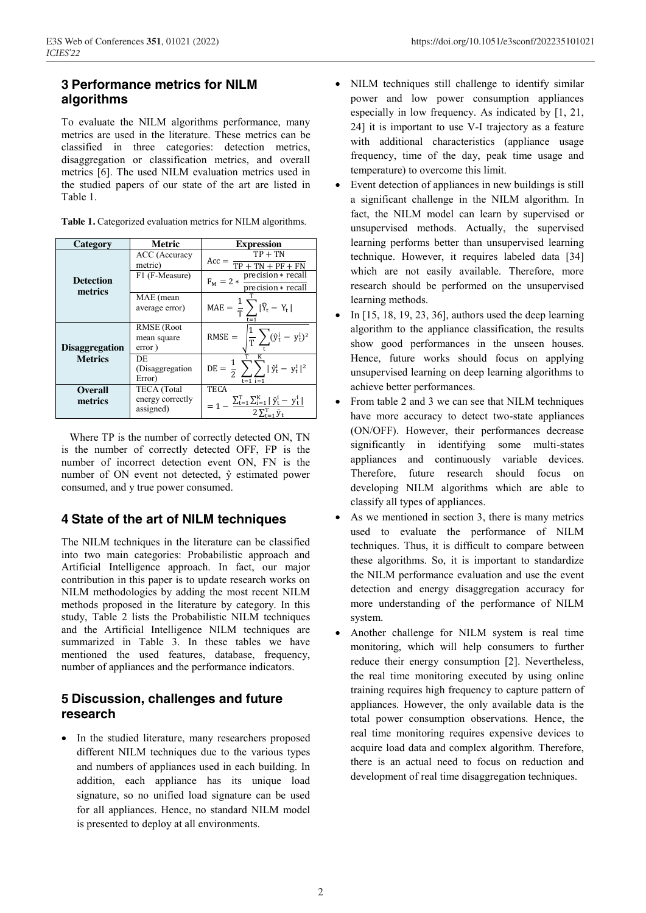## 3 Performance metrics for NILM algorithms

To evaluate the NILM algorithms performance, many metrics are used in the literature. These metrics can be classified in three categories: detection metrics, disaggregation or classification metrics, and overall metrics [6]. The used NILM evaluation metrics used in the studied papers of our state of the art are listed in Table 1.

**Table 1.** Categorized evaluation metrics for NILM algorithms.

| Category | Metric | Expression |
|---|---|---|
| **Detection metrics** | ACC (Accuracy metric) | $\mathrm{Acc} = \frac{\mathrm{TP} + \mathrm{TN}}{\mathrm{TP} + \mathrm{TN} + \mathrm{PF} + \mathrm{FN}}$ |
| | F1 (F-Measure) | $\mathrm{F_M} = 2 * \frac{\mathrm{precision} * \mathrm{recall}}{\mathrm{precision} * \mathrm{recall}}$ |
| **Disaggregation Metrics** | MAE (mean average error) | $\mathrm{MAE} = \frac{1}{\mathrm{T}} \sum_{t=1}^{\mathrm{T}} \lvert \hat{\mathrm{Y}}_t - \mathrm{Y}_t \rvert$ |
| | RMSE (Root mean square error ) | $\mathrm{RMSE} = \sqrt{\frac{1}{\mathrm{T}} \sum_{t} (\hat{y}_t^i - y_t^i)^2}$ |
| | DE (Disaggregation Error) | $\mathrm{DE} = \frac{1}{2} \sum_{t=1}^{\mathrm{T}} \sum_{i=1}^{\mathrm{K}} \lvert \hat{y}_t^i - y_t^i \rvert^2$ |
| **Overall metrics** | TECA (Total energy correctly assigned) | $\mathrm{TECA} = 1 - \frac{\sum_{t=1}^{\mathrm{T}} \sum_{i=1}^{\mathrm{K}} \lvert \hat{y}_t^i - y_t^i \rvert}{2 \sum_{t=1}^{\mathrm{T}} \bar{y}_t}$ |

Where TP is the number of correctly detected ON, TN is the number of correctly detected OFF, FP is the number of incorrect detection event ON, FN is the number of ON event not detected, ŷ estimated power consumed, and y true power consumed.

## 4 State of the art of NILM techniques

The NILM techniques in the literature can be classified into two main categories: Probabilistic approach and Artificial Intelligence approach. In fact, our major contribution in this paper is to update research works on NILM methodologies by adding the most recent NILM methods proposed in the literature by category. In this study, Table 2 lists the Probabilistic NILM techniques and the Artificial Intelligence NILM techniques are summarized in Table 3. In these tables we have mentioned the used features, database, frequency, number of appliances and the performance indicators.

## 5 Discussion, challenges and future research

- In the studied literature, many researchers proposed different NILM techniques due to the various types and numbers of appliances used in each building. In addition, each appliance has its unique load signature, so no unified load signature can be used for all appliances. Hence, no standard NILM model is presented to deploy at all environments.
- NILM techniques still challenge to identify similar power and low power consumption appliances especially in low frequency. As indicated by [1, 21, 24] it is important to use V-I trajectory as a feature with additional characteristics (appliance usage frequency, time of the day, peak time usage and temperature) to overcome this limit.
- Event detection of appliances in new buildings is still a significant challenge in the NILM algorithm. In fact, the NILM model can learn by supervised or unsupervised methods. Actually, the supervised learning performs better than unsupervised learning technique. However, it requires labeled data [34] which are not easily available. Therefore, more research should be performed on the unsupervised learning methods.
- In [15, 18, 19, 23, 36], authors used the deep learning algorithm to the appliance classification, the results show good performances in the unseen houses. Hence, future works should focus on applying unsupervised learning on deep learning algorithms to achieve better performances.
- From table 2 and 3 we can see that NILM techniques have more accuracy to detect two-state appliances (ON/OFF). However, their performances decrease significantly in identifying some multi-states appliances and continuously variable devices. Therefore, future research should focus on developing NILM algorithms which are able to classify all types of appliances.
- As we mentioned in section 3, there is many metrics used to evaluate the performance of NILM techniques. Thus, it is difficult to compare between these algorithms. So, it is important to standardize the NILM performance evaluation and use the event detection and energy disaggregation accuracy for more understanding of the performance of NILM system.
- Another challenge for NILM system is real time monitoring, which will help consumers to further reduce their energy consumption [2]. Nevertheless, the real time monitoring executed by using online training requires high frequency to capture pattern of appliances. However, the only available data is the total power consumption observations. Hence, the real time monitoring requires expensive devices to acquire load data and complex algorithm. Therefore, there is an actual need to focus on reduction and development of real time disaggregation techniques.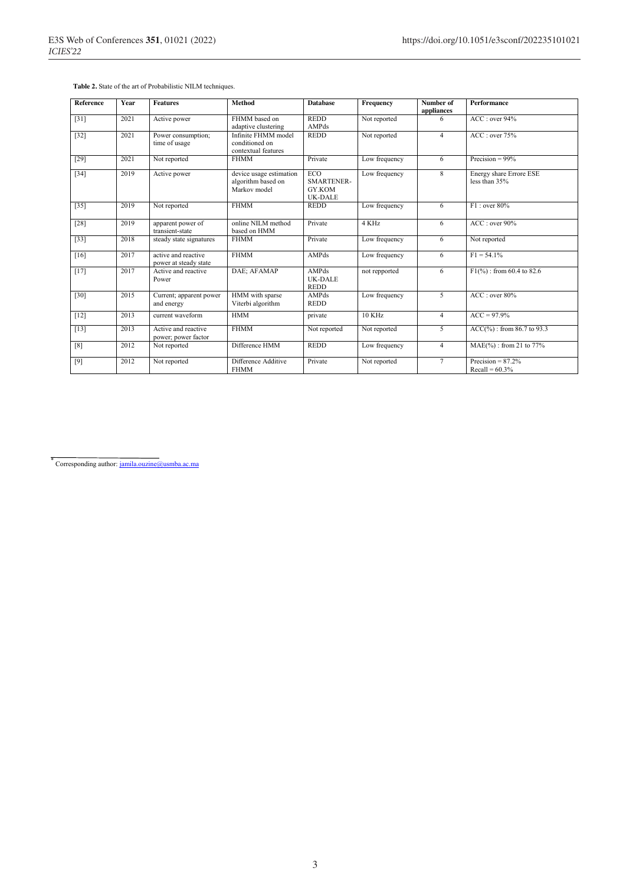**Table 2.** State of the art of Probabilistic NILM techniques.

| Reference | Year | Features | Method | Database | Frequency | Number of appliances | Performance |
|---|---|---|---|---|---|---|---|
| [31] | 2021 | Active power | FHMM based on adaptive clustering | REDD AMPds | Not reported | 6 | ACC : over 94% |
| [32] | 2021 | Power consumption; time of usage | Infinite FHMM model conditioned on contextual features | REDD | Not reported | 4 | ACC : over 75% |
| [29] | 2021 | Not reported | FHMM | Private | Low frequency | 6 | Precision = 99% |
| [34] | 2019 | Active power | device usage estimation algorithm based on Markov model | ECO SMARTENER-GY.KOM UK-DALE | Low frequency | 8 | Energy share Errore ESE less than 35% |
| [35] | 2019 | Not reported | FHMM | REDD | Low frequency | 6 | F1 : over 80% |
| [28] | 2019 | apparent power of transient-state | online NILM method based on HMM | Private | 4 KHz | 6 | ACC : over 90% |
| [33] | 2018 | steady state signatures | FHMM | Private | Low frequency | 6 | Not reported |
| [16] | 2017 | active and reactive power at steady state | FHMM | AMPds | Low frequency | 6 | F1 = 54.1% |
| [17] | 2017 | Active and reactive Power | DAE; AFAMAP | AMPds UK-DALE REDD | not repported | 6 | F1(%) : from 60.4 to 82.6 |
| [30] | 2015 | Current; apparent power and energy | HMM with sparse Viterbi algorithm | AMPds REDD | Low frequency | 5 | ACC : over 80% |
| [12] | 2013 | current waveform | HMM | private | 10 KHz | 4 | ACC = 97.9% |
| [13] | 2013 | Active and reactive power; power factor | FHMM | Not reported | Not reported | 5 | ACC(%) : from 86.7 to 93.3 |
| [8] | 2012 | Not reported | Difference HMM | REDD | Low frequency | 4 | MAE(%) : from 21 to 77% |
| [9] | 2012 | Not reported | Difference Additive FHMM | Private | Not reported | 7 | Precision = 87.2% Recall = 60.3% |

* Corresponding author: jamila.ouzine@usmba.ac.ma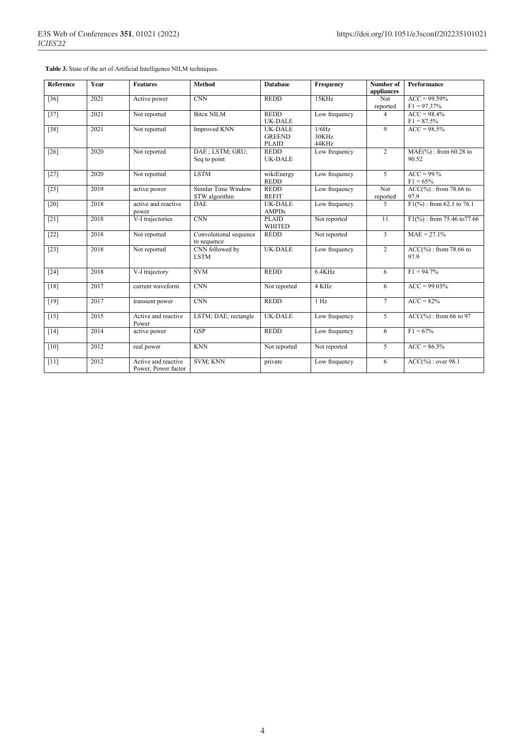**Table 3.** State of the art of Artificial Intelligence NILM techniques.

| Reference | Year | Features | Method | Database | Frequency | Number of appliances | Performance |
|---|---|---|---|---|---|---|---|
| [36] | 2021 | Active power | CNN | REDD | 15KHz | Not reported | ACC = 99.59% F1 = 97.37% |
| [37] | 2021 | Not reported | Bitcn NILM | REDD UK-DALE | Low frequency | 4 | ACC = 98.4% F1 = 87.5% |
| [38] | 2021 | Not reported | Improved KNN | UK-DALE GREEND PLAID | 1/6Hz 30KHz 44KHz | 9 | ACC = 98.5% |
| [26] | 2020 | Not reported | DAE ; LSTM; GRU; Seq to point | REDD UK-DALE | Low frequency | 2 | MAE(%) : from 60.28 to 90.52 |
| [27] | 2020 | Not reported | LSTM | wikiEnergy REDD | Low frequency | 5 | ACC = 99 % F1 = 65% |
| [25] | 2019 | active power | Similar Time Window STW algorithm | REDD REFIT | Low frequency | Not reported | ACC(%) : from 78.66 to 97.9 |
| [20] | 2018 | active and reactive power | DAE | UK-DALE AMPDs | Low frequency | 5 | F1(%) : from 62.1 to 76.1 |
| [21] | 2018 | V-I trajectories | CNN | PLAID WHITED | Not reported | 11 | F1(%) : from 75.46 to77.66 |
| [22] | 2018 | Not reported | Convolutional sequence to sequence | REDD | Not reported | 3 | MAE = 27.1% |
| [23] | 2018 | Not reported | CNN followed by LSTM | UK-DALE | Low frequency | 2 | ACC(%) : from 78.66 to 97.9 |
| [24] | 2018 | V-I trajectory | SVM | REDD | 6.4KHz | 6 | F1 = 94.7% |
| [18] | 2017 | current waveform | CNN | Not reported | 4 KHz | 6 | ACC = 99.03% |
| [19] | 2017 | transient power | CNN | REDD | 1 Hz | 7 | ACC = 82% |
| [15] | 2015 | Active and reactive Power | LSTM; DAE; rectangle | UK-DALE | Low frequency | 5 | ACC(%) : from 66 to 97 |
| [14] | 2014 | active power | GSP | REDD | Low frequency | 6 | F1 = 67% |
| [10] | 2012 | real power | KNN | Not reported | Not reported | 5 | ACC = 86.5% |
| [11] | 2012 | Active and reactive Power; Power factor | SVM; KNN | private | Low frequency | 6 | ACC(%) : over 98.1 |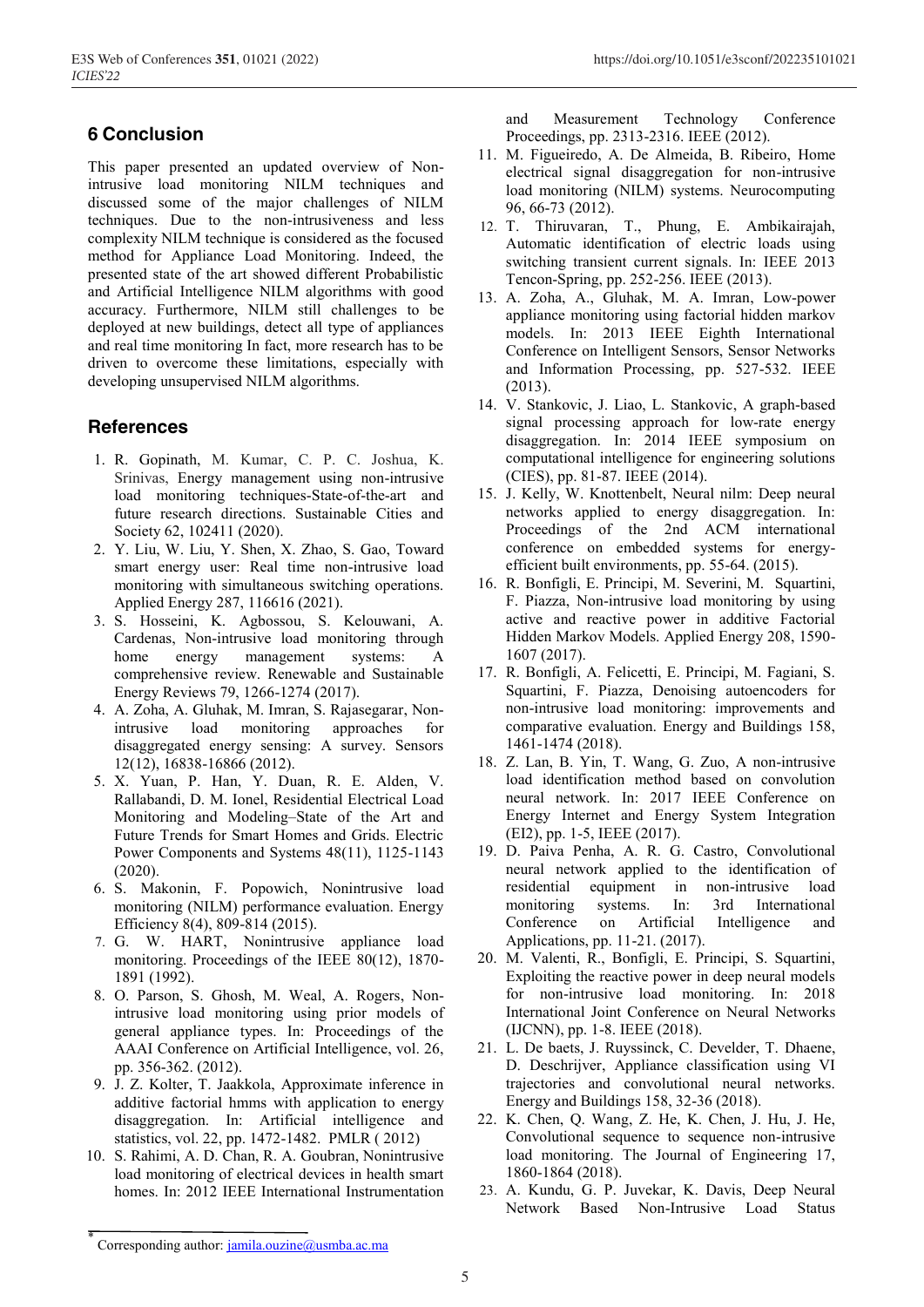## 6 Conclusion

This paper presented an updated overview of Non-intrusive load monitoring NILM techniques and discussed some of the major challenges of NILM techniques. Due to the non-intrusiveness and less complexity NILM technique is considered as the focused method for Appliance Load Monitoring. Indeed, the presented state of the art showed different Probabilistic and Artificial Intelligence NILM algorithms with good accuracy. Furthermore, NILM still challenges to be deployed at new buildings, detect all type of appliances and real time monitoring In fact, more research has to be driven to overcome these limitations, especially with developing unsupervised NILM algorithms.

## References

1. R. Gopinath, M. Kumar, C. P. C. Joshua, K. Srinivas, Energy management using non-intrusive load monitoring techniques-State-of-the-art and future research directions. Sustainable Cities and Society 62, 102411 (2020).
2. Y. Liu, W. Liu, Y. Shen, X. Zhao, S. Gao, Toward smart energy user: Real time non-intrusive load monitoring with simultaneous switching operations. Applied Energy 287, 116616 (2021).
3. S. Hosseini, K. Agbossou, S. Kelouwani, A. Cardenas, Non-intrusive load monitoring through home energy management systems: A comprehensive review. Renewable and Sustainable Energy Reviews 79, 1266-1274 (2017).
4. A. Zoha, A. Gluhak, M. Imran, S. Rajasegarar, Non-intrusive load monitoring approaches for disaggregated energy sensing: A survey. Sensors 12(12), 16838-16866 (2012).
5. X. Yuan, P. Han, Y. Duan, R. E. Alden, V. Rallabandi, D. M. Ionel, Residential Electrical Load Monitoring and Modeling–State of the Art and Future Trends for Smart Homes and Grids. Electric Power Components and Systems 48(11), 1125-1143 (2020).
6. S. Makonin, F. Popowich, Nonintrusive load monitoring (NILM) performance evaluation. Energy Efficiency 8(4), 809-814 (2015).
7. G. W. HART, Nonintrusive appliance load monitoring. Proceedings of the IEEE 80(12), 1870-1891 (1992).
8. O. Parson, S. Ghosh, M. Weal, A. Rogers, Non-intrusive load monitoring using prior models of general appliance types. In: Proceedings of the AAAI Conference on Artificial Intelligence, vol. 26, pp. 356-362. (2012).
9. J. Z. Kolter, T. Jaakkola, Approximate inference in additive factorial hmms with application to energy disaggregation. In: Artificial intelligence and statistics, vol. 22, pp. 1472-1482. PMLR ( 2012)
10. S. Rahimi, A. D. Chan, R. A. Goubran, Nonintrusive load monitoring of electrical devices in health smart homes. In: 2012 IEEE International Instrumentation and Measurement Technology Conference Proceedings, pp. 2313-2316. IEEE (2012).
11. M. Figueiredo, A. De Almeida, B. Ribeiro, Home electrical signal disaggregation for non-intrusive load monitoring (NILM) systems. Neurocomputing 96, 66-73 (2012).
12. T. Thiruvaran, T., Phung, E. Ambikairajah, Automatic identification of electric loads using switching transient current signals. In: IEEE 2013 Tencon-Spring, pp. 252-256. IEEE (2013).
13. A. Zoha, A., Gluhak, M. A. Imran, Low-power appliance monitoring using factorial hidden markov models. In: 2013 IEEE Eighth International Conference on Intelligent Sensors, Sensor Networks and Information Processing, pp. 527-532. IEEE (2013).
14. V. Stankovic, J. Liao, L. Stankovic, A graph-based signal processing approach for low-rate energy disaggregation. In: 2014 IEEE symposium on computational intelligence for engineering solutions (CIES), pp. 81-87. IEEE (2014).
15. J. Kelly, W. Knottenbelt, Neural nilm: Deep neural networks applied to energy disaggregation. In: Proceedings of the 2nd ACM international conference on embedded systems for energy-efficient built environments, pp. 55-64. (2015).
16. R. Bonfigli, E. Principi, M. Severini, M. Squartini, F. Piazza, Non-intrusive load monitoring by using active and reactive power in additive Factorial Hidden Markov Models. Applied Energy 208, 1590-1607 (2017).
17. R. Bonfigli, A. Felicetti, E. Principi, M. Fagiani, S. Squartini, F. Piazza, Denoising autoencoders for non-intrusive load monitoring: improvements and comparative evaluation. Energy and Buildings 158, 1461-1474 (2018).
18. Z. Lan, B. Yin, T. Wang, G. Zuo, A non-intrusive load identification method based on convolution neural network. In: 2017 IEEE Conference on Energy Internet and Energy System Integration (EI2), pp. 1-5, IEEE (2017).
19. D. Paiva Penha, A. R. G. Castro, Convolutional neural network applied to the identification of residential equipment in non-intrusive load monitoring systems. In: 3rd International Conference on Artificial Intelligence and Applications, pp. 11-21. (2017).
20. M. Valenti, R., Bonfigli, E. Principi, S. Squartini, Exploiting the reactive power in deep neural models for non-intrusive load monitoring. In: 2018 International Joint Conference on Neural Networks (IJCNN), pp. 1-8. IEEE (2018).
21. L. De baets, J. Ruyssinck, C. Develder, T. Dhaene, D. Deschrijver, Appliance classification using VI trajectories and convolutional neural networks. Energy and Buildings 158, 32-36 (2018).
22. K. Chen, Q. Wang, Z. He, K. Chen, J. Hu, J. He, Convolutional sequence to sequence non-intrusive load monitoring. The Journal of Engineering 17, 1860-1864 (2018).
23. A. Kundu, G. P. Juvekar, K. Davis, Deep Neural Network Based Non-Intrusive Load Status

* Corresponding author: jamila.ouzine@usmba.ac.ma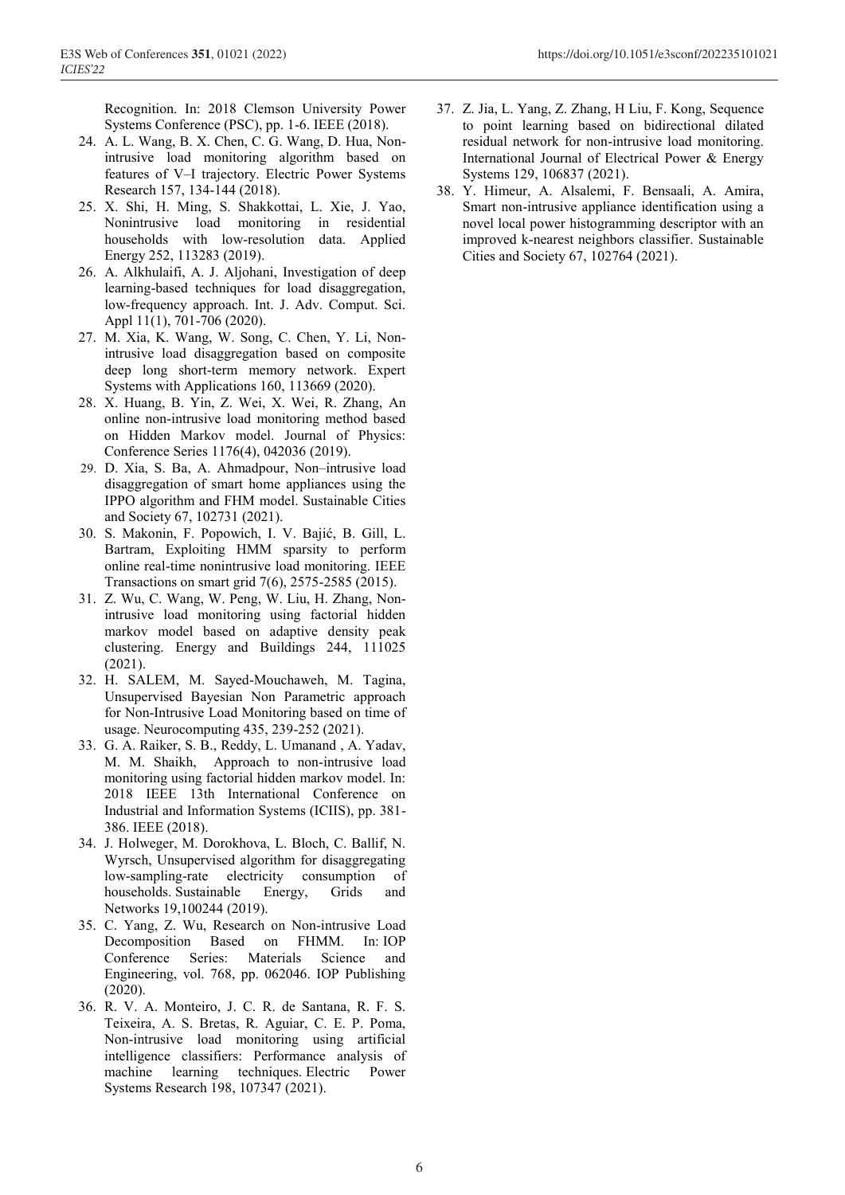Recognition. In: 2018 Clemson University Power Systems Conference (PSC), pp. 1-6. IEEE (2018).

24. A. L. Wang, B. X. Chen, C. G. Wang, D. Hua, Non-intrusive load monitoring algorithm based on features of V–I trajectory. Electric Power Systems Research 157, 134-144 (2018).
25. X. Shi, H. Ming, S. Shakkottai, L. Xie, J. Yao, Nonintrusive load monitoring in residential households with low-resolution data. Applied Energy 252, 113283 (2019).
26. A. Alkhulaifi, A. J. Aljohani, Investigation of deep learning-based techniques for load disaggregation, low-frequency approach. Int. J. Adv. Comput. Sci. Appl 11(1), 701-706 (2020).
27. M. Xia, K. Wang, W. Song, C. Chen, Y. Li, Non-intrusive load disaggregation based on composite deep long short-term memory network. Expert Systems with Applications 160, 113669 (2020).
28. X. Huang, B. Yin, Z. Wei, X. Wei, R. Zhang, An online non-intrusive load monitoring method based on Hidden Markov model. Journal of Physics: Conference Series 1176(4), 042036 (2019).
29. D. Xia, S. Ba, A. Ahmadpour, Non–intrusive load disaggregation of smart home appliances using the IPPO algorithm and FHM model. Sustainable Cities and Society 67, 102731 (2021).
30. S. Makonin, F. Popowich, I. V. Bajić, B. Gill, L. Bartram, Exploiting HMM sparsity to perform online real-time nonintrusive load monitoring. IEEE Transactions on smart grid 7(6), 2575-2585 (2015).
31. Z. Wu, C. Wang, W. Peng, W. Liu, H. Zhang, Non-intrusive load monitoring using factorial hidden markov model based on adaptive density peak clustering. Energy and Buildings 244, 111025 (2021).
32. H. SALEM, M. Sayed-Mouchaweh, M. Tagina, Unsupervised Bayesian Non Parametric approach for Non-Intrusive Load Monitoring based on time of usage. Neurocomputing 435, 239-252 (2021).
33. G. A. Raiker, S. B., Reddy, L. Umanand , A. Yadav, M. M. Shaikh, Approach to non-intrusive load monitoring using factorial hidden markov model. In: 2018 IEEE 13th International Conference on Industrial and Information Systems (ICIIS), pp. 381-386. IEEE (2018).
34. J. Holweger, M. Dorokhova, L. Bloch, C. Ballif, N. Wyrsch, Unsupervised algorithm for disaggregating low-sampling-rate electricity consumption of households. Sustainable Energy, Grids and Networks 19,100244 (2019).
35. C. Yang, Z. Wu, Research on Non-intrusive Load Decomposition Based on FHMM. In: IOP Conference Series: Materials Science and Engineering, vol. 768, pp. 062046. IOP Publishing (2020).
36. R. V. A. Monteiro, J. C. R. de Santana, R. F. S. Teixeira, A. S. Bretas, R. Aguiar, C. E. P. Poma, Non-intrusive load monitoring using artificial intelligence classifiers: Performance analysis of machine learning techniques. Electric Power Systems Research 198, 107347 (2021).
37. Z. Jia, L. Yang, Z. Zhang, H Liu, F. Kong, Sequence to point learning based on bidirectional dilated residual network for non-intrusive load monitoring. International Journal of Electrical Power & Energy Systems 129, 106837 (2021).
38. Y. Himeur, A. Alsalemi, F. Bensaali, A. Amira, Smart non-intrusive appliance identification using a novel local power histogramming descriptor with an improved k-nearest neighbors classifier. Sustainable Cities and Society 67, 102764 (2021).